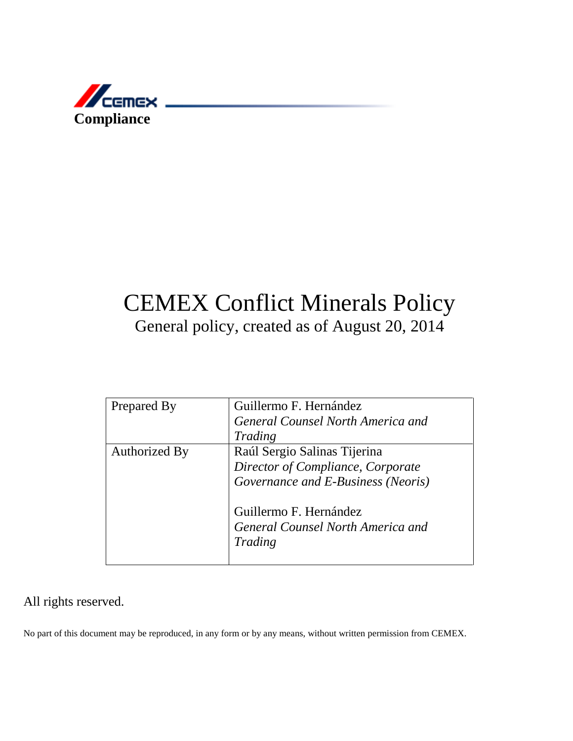**Compliance**

# CEMEX Conflict Minerals Policy

General policy, created as of August 20, 2014

| | |
|---|---|
| Prepared By | Guillermo F. Hernández<br>*General Counsel North America and Trading* |
| Authorized By | Raúl Sergio Salinas Tijerina<br>*Director of Compliance, Corporate Governance and E-Business (Neoris)*<br><br>Guillermo F. Hernández<br>*General Counsel North America and Trading* |

All rights reserved.

No part of this document may be reproduced, in any form or by any means, without written permission from CEMEX.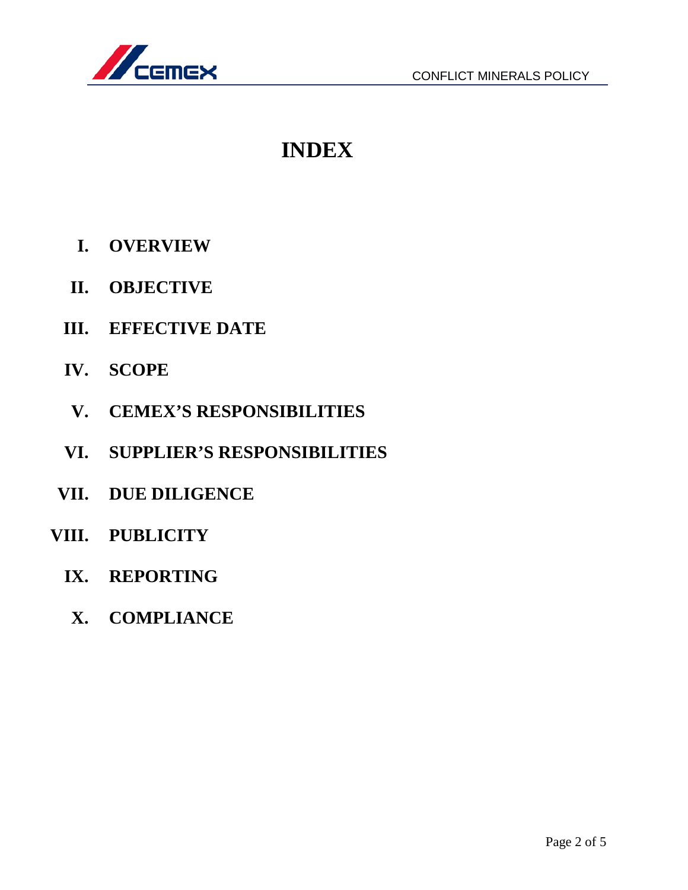# INDEX

I. **OVERVIEW**

II. **OBJECTIVE**

III. **EFFECTIVE DATE**

IV. **SCOPE**

V. **CEMEX'S RESPONSIBILITIES**

VI. **SUPPLIER'S RESPONSIBILITIES**

VII. **DUE DILIGENCE**

VIII. **PUBLICITY**

IX. **REPORTING**

X. **COMPLIANCE**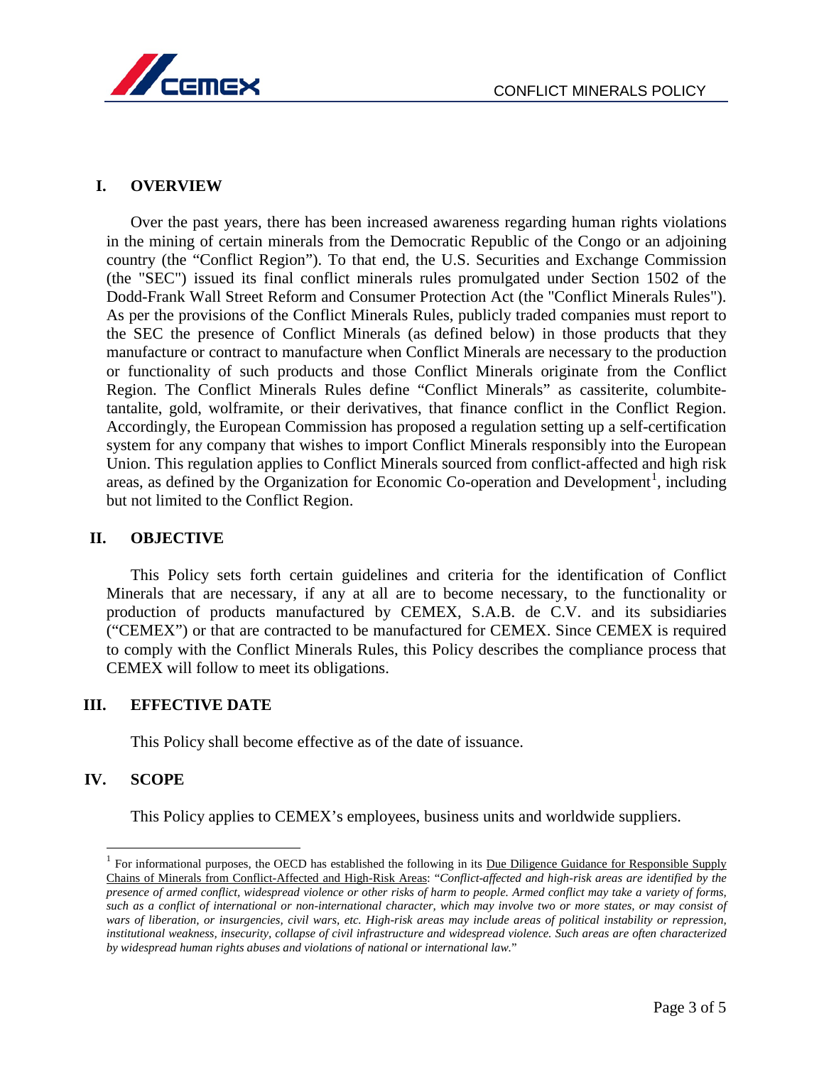## I. OVERVIEW

Over the past years, there has been increased awareness regarding human rights violations in the mining of certain minerals from the Democratic Republic of the Congo or an adjoining country (the "Conflict Region"). To that end, the U.S. Securities and Exchange Commission (the "SEC") issued its final conflict minerals rules promulgated under Section 1502 of the Dodd-Frank Wall Street Reform and Consumer Protection Act (the "Conflict Minerals Rules"). As per the provisions of the Conflict Minerals Rules, publicly traded companies must report to the SEC the presence of Conflict Minerals (as defined below) in those products that they manufacture or contract to manufacture when Conflict Minerals are necessary to the production or functionality of such products and those Conflict Minerals originate from the Conflict Region. The Conflict Minerals Rules define "Conflict Minerals" as cassiterite, columbite-tantalite, gold, wolframite, or their derivatives, that finance conflict in the Conflict Region. Accordingly, the European Commission has proposed a regulation setting up a self-certification system for any company that wishes to import Conflict Minerals responsibly into the European Union. This regulation applies to Conflict Minerals sourced from conflict-affected and high risk areas, as defined by the Organization for Economic Co-operation and Development[1], including but not limited to the Conflict Region.

## II. OBJECTIVE

This Policy sets forth certain guidelines and criteria for the identification of Conflict Minerals that are necessary, if any at all are to become necessary, to the functionality or production of products manufactured by CEMEX, S.A.B. de C.V. and its subsidiaries ("CEMEX") or that are contracted to be manufactured for CEMEX. Since CEMEX is required to comply with the Conflict Minerals Rules, this Policy describes the compliance process that CEMEX will follow to meet its obligations.

## III. EFFECTIVE DATE

This Policy shall become effective as of the date of issuance.

## IV. SCOPE

This Policy applies to CEMEX's employees, business units and worldwide suppliers.

---

[1] For informational purposes, the OECD has established the following in its Due Diligence Guidance for Responsible Supply Chains of Minerals from Conflict-Affected and High-Risk Areas: "*Conflict-affected and high-risk areas are identified by the presence of armed conflict, widespread violence or other risks of harm to people. Armed conflict may take a variety of forms, such as a conflict of international or non-international character, which may involve two or more states, or may consist of wars of liberation, or insurgencies, civil wars, etc. High-risk areas may include areas of political instability or repression, institutional weakness, insecurity, collapse of civil infrastructure and widespread violence. Such areas are often characterized by widespread human rights abuses and violations of national or international law.*"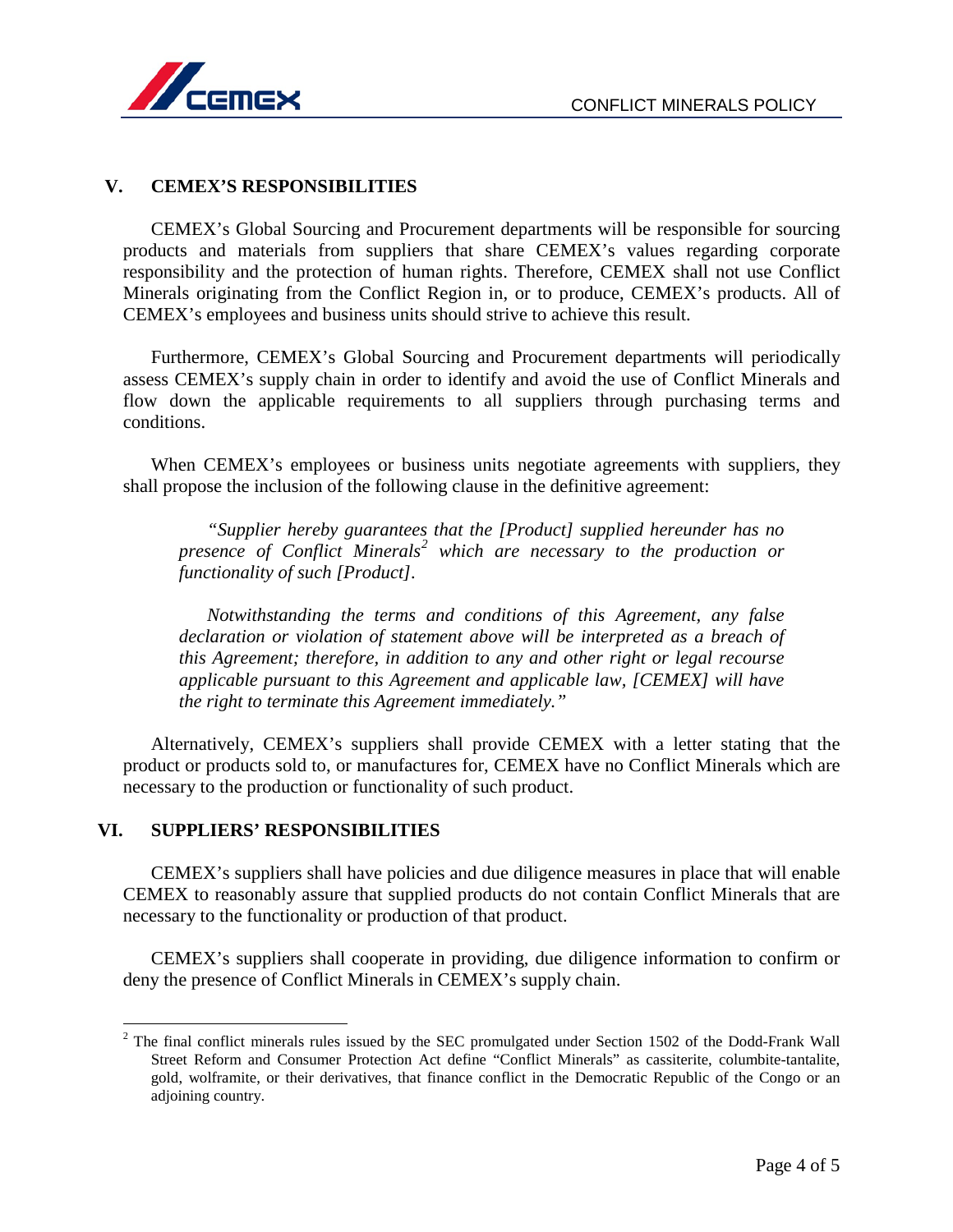## V. CEMEX'S RESPONSIBILITIES

CEMEX's Global Sourcing and Procurement departments will be responsible for sourcing products and materials from suppliers that share CEMEX's values regarding corporate responsibility and the protection of human rights. Therefore, CEMEX shall not use Conflict Minerals originating from the Conflict Region in, or to produce, CEMEX's products. All of CEMEX's employees and business units should strive to achieve this result.

Furthermore, CEMEX's Global Sourcing and Procurement departments will periodically assess CEMEX's supply chain in order to identify and avoid the use of Conflict Minerals and flow down the applicable requirements to all suppliers through purchasing terms and conditions.

When CEMEX's employees or business units negotiate agreements with suppliers, they shall propose the inclusion of the following clause in the definitive agreement:

> *"Supplier hereby guarantees that the [Product] supplied hereunder has no presence of Conflict Minerals[2] which are necessary to the production or functionality of such [Product].*
>
> *Notwithstanding the terms and conditions of this Agreement, any false declaration or violation of statement above will be interpreted as a breach of this Agreement; therefore, in addition to any and other right or legal recourse applicable pursuant to this Agreement and applicable law, [CEMEX] will have the right to terminate this Agreement immediately."*

Alternatively, CEMEX's suppliers shall provide CEMEX with a letter stating that the product or products sold to, or manufactures for, CEMEX have no Conflict Minerals which are necessary to the production or functionality of such product.

## VI. SUPPLIERS' RESPONSIBILITIES

CEMEX's suppliers shall have policies and due diligence measures in place that will enable CEMEX to reasonably assure that supplied products do not contain Conflict Minerals that are necessary to the functionality or production of that product.

CEMEX's suppliers shall cooperate in providing, due diligence information to confirm or deny the presence of Conflict Minerals in CEMEX's supply chain.

---

[2] The final conflict minerals rules issued by the SEC promulgated under Section 1502 of the Dodd-Frank Wall Street Reform and Consumer Protection Act define "Conflict Minerals" as cassiterite, columbite-tantalite, gold, wolframite, or their derivatives, that finance conflict in the Democratic Republic of the Congo or an adjoining country.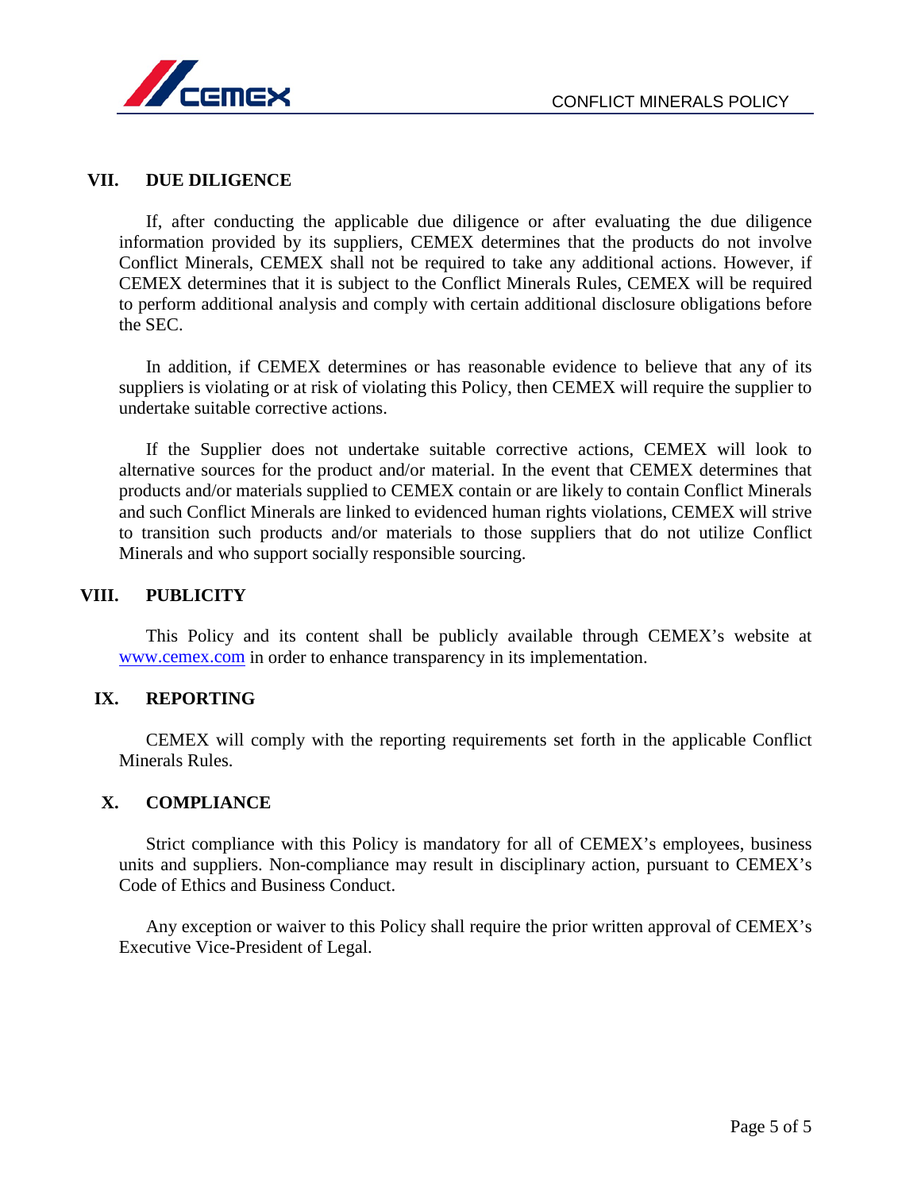## VII. DUE DILIGENCE

If, after conducting the applicable due diligence or after evaluating the due diligence information provided by its suppliers, CEMEX determines that the products do not involve Conflict Minerals, CEMEX shall not be required to take any additional actions. However, if CEMEX determines that it is subject to the Conflict Minerals Rules, CEMEX will be required to perform additional analysis and comply with certain additional disclosure obligations before the SEC.

In addition, if CEMEX determines or has reasonable evidence to believe that any of its suppliers is violating or at risk of violating this Policy, then CEMEX will require the supplier to undertake suitable corrective actions.

If the Supplier does not undertake suitable corrective actions, CEMEX will look to alternative sources for the product and/or material. In the event that CEMEX determines that products and/or materials supplied to CEMEX contain or are likely to contain Conflict Minerals and such Conflict Minerals are linked to evidenced human rights violations, CEMEX will strive to transition such products and/or materials to those suppliers that do not utilize Conflict Minerals and who support socially responsible sourcing.

## VIII. PUBLICITY

This Policy and its content shall be publicly available through CEMEX's website at [www.cemex.com](http://www.cemex.com) in order to enhance transparency in its implementation.

## IX. REPORTING

CEMEX will comply with the reporting requirements set forth in the applicable Conflict Minerals Rules.

## X. COMPLIANCE

Strict compliance with this Policy is mandatory for all of CEMEX's employees, business units and suppliers. Non-compliance may result in disciplinary action, pursuant to CEMEX's Code of Ethics and Business Conduct.

Any exception or waiver to this Policy shall require the prior written approval of CEMEX's Executive Vice-President of Legal.